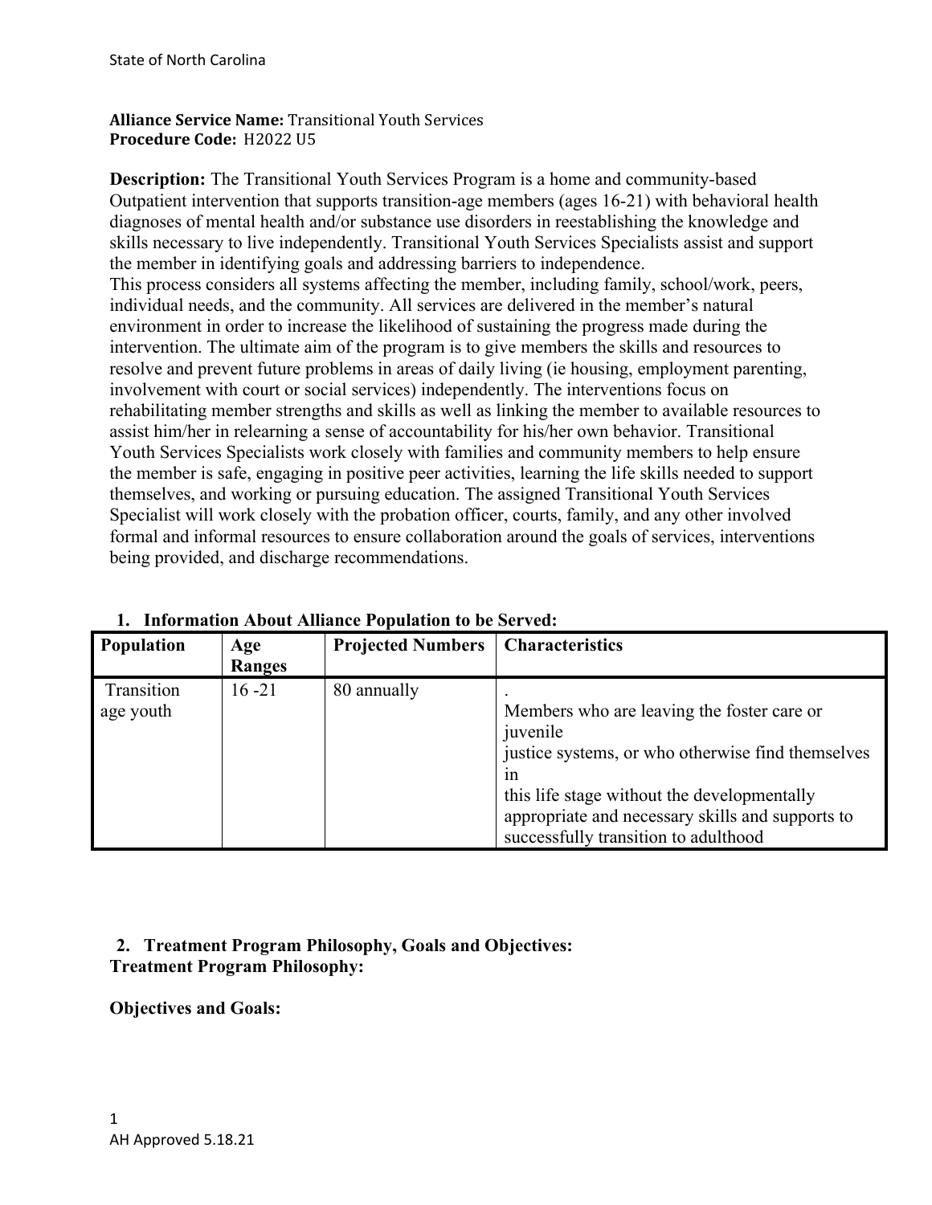**Alliance Service Name:** Transitional Youth Services
**Procedure Code:** H2022 U5

**Description:** The Transitional Youth Services Program is a home and community-based Outpatient intervention that supports transition-age members (ages 16-21) with behavioral health diagnoses of mental health and/or substance use disorders in reestablishing the knowledge and skills necessary to live independently. Transitional Youth Services Specialists assist and support the member in identifying goals and addressing barriers to independence.
This process considers all systems affecting the member, including family, school/work, peers, individual needs, and the community. All services are delivered in the member's natural environment in order to increase the likelihood of sustaining the progress made during the intervention. The ultimate aim of the program is to give members the skills and resources to resolve and prevent future problems in areas of daily living (ie housing, employment parenting, involvement with court or social services) independently. The interventions focus on rehabilitating member strengths and skills as well as linking the member to available resources to assist him/her in relearning a sense of accountability for his/her own behavior. Transitional Youth Services Specialists work closely with families and community members to help ensure the member is safe, engaging in positive peer activities, learning the life skills needed to support themselves, and working or pursuing education. The assigned Transitional Youth Services Specialist will work closely with the probation officer, courts, family, and any other involved formal and informal resources to ensure collaboration around the goals of services, interventions being provided, and discharge recommendations.

## 1. Information About Alliance Population to be Served:

| Population | Age Ranges | Projected Numbers | Characteristics |
|---|---|---|---|
| Transition age youth | 16 -21 | 80 annually | . Members who are leaving the foster care or juvenile justice systems, or who otherwise find themselves in this life stage without the developmentally appropriate and necessary skills and supports to successfully transition to adulthood |

## 2. Treatment Program Philosophy, Goals and Objectives:

**Treatment Program Philosophy:**

**Objectives and Goals:**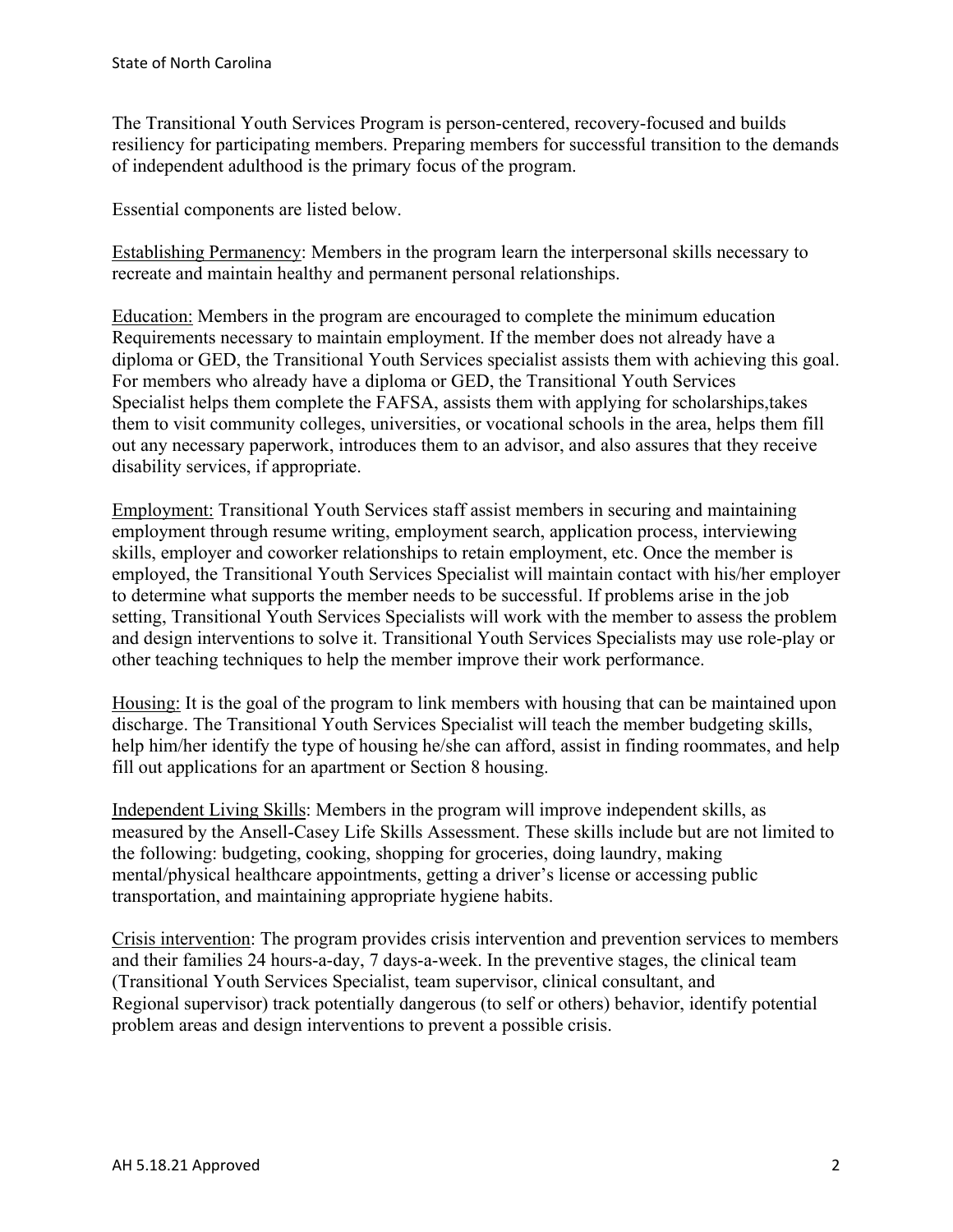The Transitional Youth Services Program is person-centered, recovery-focused and builds resiliency for participating members. Preparing members for successful transition to the demands of independent adulthood is the primary focus of the program.

Essential components are listed below.

Establishing Permanency: Members in the program learn the interpersonal skills necessary to recreate and maintain healthy and permanent personal relationships.

Education: Members in the program are encouraged to complete the minimum education Requirements necessary to maintain employment. If the member does not already have a diploma or GED, the Transitional Youth Services specialist assists them with achieving this goal. For members who already have a diploma or GED, the Transitional Youth Services Specialist helps them complete the FAFSA, assists them with applying for scholarships,takes them to visit community colleges, universities, or vocational schools in the area, helps them fill out any necessary paperwork, introduces them to an advisor, and also assures that they receive disability services, if appropriate.

Employment: Transitional Youth Services staff assist members in securing and maintaining employment through resume writing, employment search, application process, interviewing skills, employer and coworker relationships to retain employment, etc. Once the member is employed, the Transitional Youth Services Specialist will maintain contact with his/her employer to determine what supports the member needs to be successful. If problems arise in the job setting, Transitional Youth Services Specialists will work with the member to assess the problem and design interventions to solve it. Transitional Youth Services Specialists may use role-play or other teaching techniques to help the member improve their work performance.

Housing: It is the goal of the program to link members with housing that can be maintained upon discharge. The Transitional Youth Services Specialist will teach the member budgeting skills, help him/her identify the type of housing he/she can afford, assist in finding roommates, and help fill out applications for an apartment or Section 8 housing.

Independent Living Skills: Members in the program will improve independent skills, as measured by the Ansell-Casey Life Skills Assessment. These skills include but are not limited to the following: budgeting, cooking, shopping for groceries, doing laundry, making mental/physical healthcare appointments, getting a driver's license or accessing public transportation, and maintaining appropriate hygiene habits.

Crisis intervention: The program provides crisis intervention and prevention services to members and their families 24 hours-a-day, 7 days-a-week. In the preventive stages, the clinical team (Transitional Youth Services Specialist, team supervisor, clinical consultant, and Regional supervisor) track potentially dangerous (to self or others) behavior, identify potential problem areas and design interventions to prevent a possible crisis.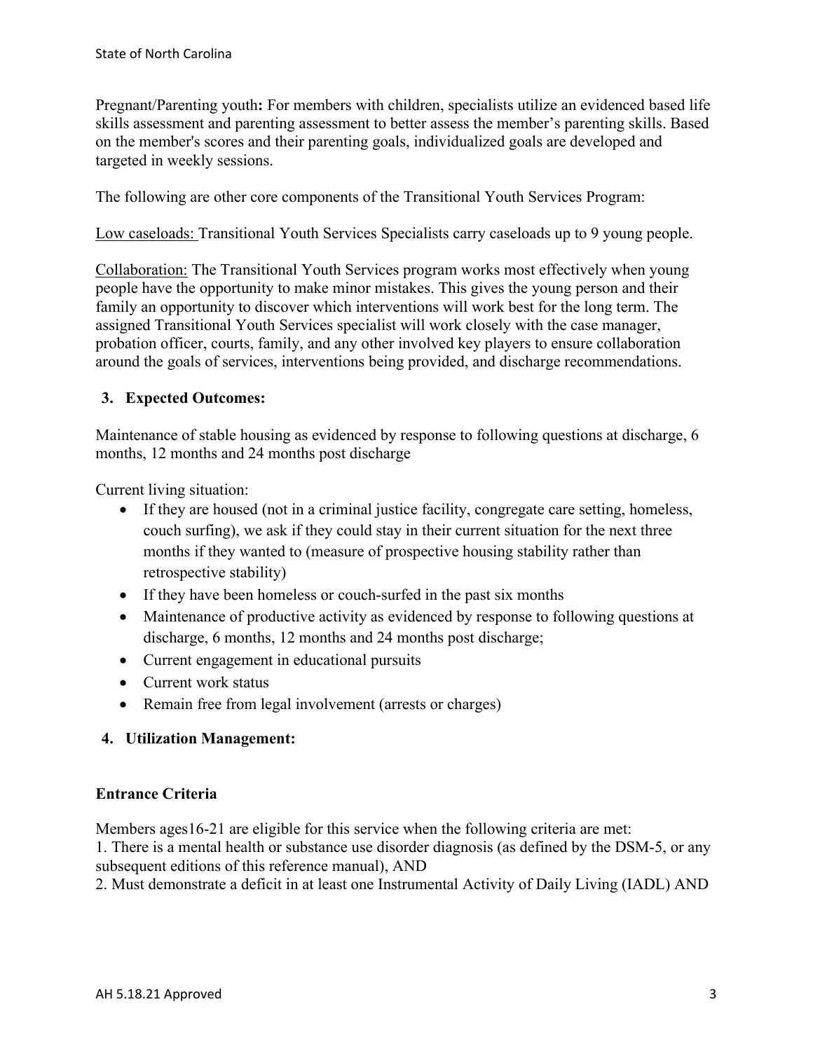Pregnant/Parenting youth**:** For members with children, specialists utilize an evidenced based life skills assessment and parenting assessment to better assess the member's parenting skills. Based on the member's scores and their parenting goals, individualized goals are developed and targeted in weekly sessions.

The following are other core components of the Transitional Youth Services Program:

<u>Low caseloads:</u> Transitional Youth Services Specialists carry caseloads up to 9 young people.

<u>Collaboration:</u> The Transitional Youth Services program works most effectively when young people have the opportunity to make minor mistakes. This gives the young person and their family an opportunity to discover which interventions will work best for the long term. The assigned Transitional Youth Services specialist will work closely with the case manager, probation officer, courts, family, and any other involved key players to ensure collaboration around the goals of services, interventions being provided, and discharge recommendations.

### 3. Expected Outcomes:

Maintenance of stable housing as evidenced by response to following questions at discharge, 6 months, 12 months and 24 months post discharge

Current living situation:

- If they are housed (not in a criminal justice facility, congregate care setting, homeless, couch surfing), we ask if they could stay in their current situation for the next three months if they wanted to (measure of prospective housing stability rather than retrospective stability)
- If they have been homeless or couch-surfed in the past six months
- Maintenance of productive activity as evidenced by response to following questions at discharge, 6 months, 12 months and 24 months post discharge;
- Current engagement in educational pursuits
- Current work status
- Remain free from legal involvement (arrests or charges)

### 4. Utilization Management:

**Entrance Criteria**

Members ages16-21 are eligible for this service when the following criteria are met:
1. There is a mental health or substance use disorder diagnosis (as defined by the DSM-5, or any subsequent editions of this reference manual), AND
2. Must demonstrate a deficit in at least one Instrumental Activity of Daily Living (IADL) AND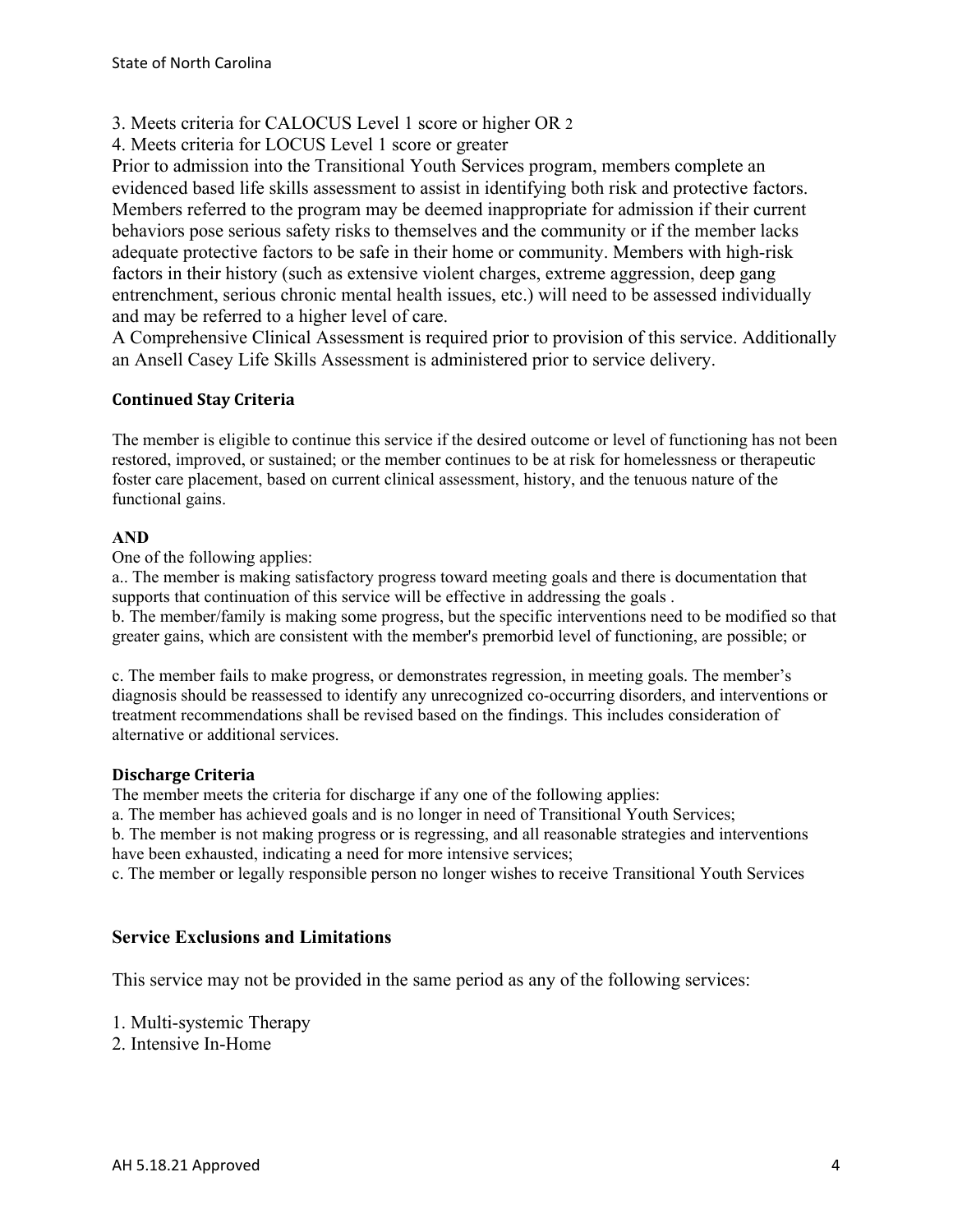3. Meets criteria for CALOCUS Level 1 score or higher OR 2

4. Meets criteria for LOCUS Level 1 score or greater

Prior to admission into the Transitional Youth Services program, members complete an evidenced based life skills assessment to assist in identifying both risk and protective factors. Members referred to the program may be deemed inappropriate for admission if their current behaviors pose serious safety risks to themselves and the community or if the member lacks adequate protective factors to be safe in their home or community. Members with high-risk factors in their history (such as extensive violent charges, extreme aggression, deep gang entrenchment, serious chronic mental health issues, etc.) will need to be assessed individually and may be referred to a higher level of care.

A Comprehensive Clinical Assessment is required prior to provision of this service. Additionally an Ansell Casey Life Skills Assessment is administered prior to service delivery.

### Continued Stay Criteria

The member is eligible to continue this service if the desired outcome or level of functioning has not been restored, improved, or sustained; or the member continues to be at risk for homelessness or therapeutic foster care placement, based on current clinical assessment, history, and the tenuous nature of the functional gains.

**AND**

One of the following applies:

a.. The member is making satisfactory progress toward meeting goals and there is documentation that supports that continuation of this service will be effective in addressing the goals .

b. The member/family is making some progress, but the specific interventions need to be modified so that greater gains, which are consistent with the member's premorbid level of functioning, are possible; or

c. The member fails to make progress, or demonstrates regression, in meeting goals. The member's diagnosis should be reassessed to identify any unrecognized co-occurring disorders, and interventions or treatment recommendations shall be revised based on the findings. This includes consideration of alternative or additional services.

### Discharge Criteria

The member meets the criteria for discharge if any one of the following applies:

a. The member has achieved goals and is no longer in need of Transitional Youth Services;

b. The member is not making progress or is regressing, and all reasonable strategies and interventions have been exhausted, indicating a need for more intensive services;

c. The member or legally responsible person no longer wishes to receive Transitional Youth Services

## Service Exclusions and Limitations

This service may not be provided in the same period as any of the following services:

1. Multi-systemic Therapy
2. Intensive In-Home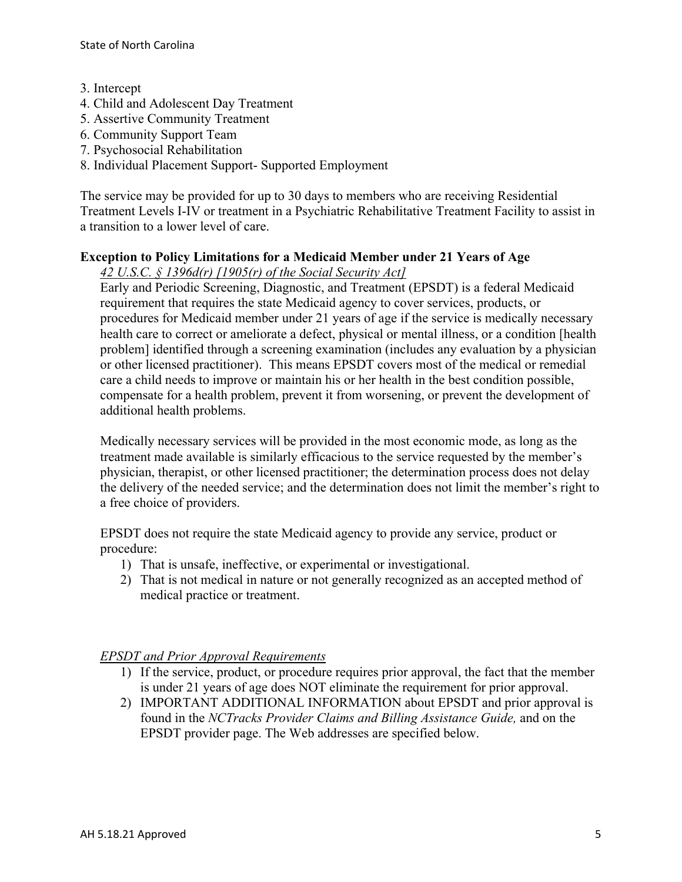3. Intercept
4. Child and Adolescent Day Treatment
5. Assertive Community Treatment
6. Community Support Team
7. Psychosocial Rehabilitation
8. Individual Placement Support- Supported Employment

The service may be provided for up to 30 days to members who are receiving Residential Treatment Levels I-IV or treatment in a Psychiatric Rehabilitative Treatment Facility to assist in a transition to a lower level of care.

**Exception to Policy Limitations for a Medicaid Member under 21 Years of Age**

*42 U.S.C. § 1396d(r) [1905(r) of the Social Security Act]*

Early and Periodic Screening, Diagnostic, and Treatment (EPSDT) is a federal Medicaid requirement that requires the state Medicaid agency to cover services, products, or procedures for Medicaid member under 21 years of age if the service is medically necessary health care to correct or ameliorate a defect, physical or mental illness, or a condition [health problem] identified through a screening examination (includes any evaluation by a physician or other licensed practitioner). This means EPSDT covers most of the medical or remedial care a child needs to improve or maintain his or her health in the best condition possible, compensate for a health problem, prevent it from worsening, or prevent the development of additional health problems.

Medically necessary services will be provided in the most economic mode, as long as the treatment made available is similarly efficacious to the service requested by the member's physician, therapist, or other licensed practitioner; the determination process does not delay the delivery of the needed service; and the determination does not limit the member's right to a free choice of providers.

EPSDT does not require the state Medicaid agency to provide any service, product or procedure:

1) That is unsafe, ineffective, or experimental or investigational.
2) That is not medical in nature or not generally recognized as an accepted method of medical practice or treatment.

*EPSDT and Prior Approval Requirements*

1) If the service, product, or procedure requires prior approval, the fact that the member is under 21 years of age does NOT eliminate the requirement for prior approval.
2) IMPORTANT ADDITIONAL INFORMATION about EPSDT and prior approval is found in the *NCTracks Provider Claims and Billing Assistance Guide,* and on the EPSDT provider page. The Web addresses are specified below.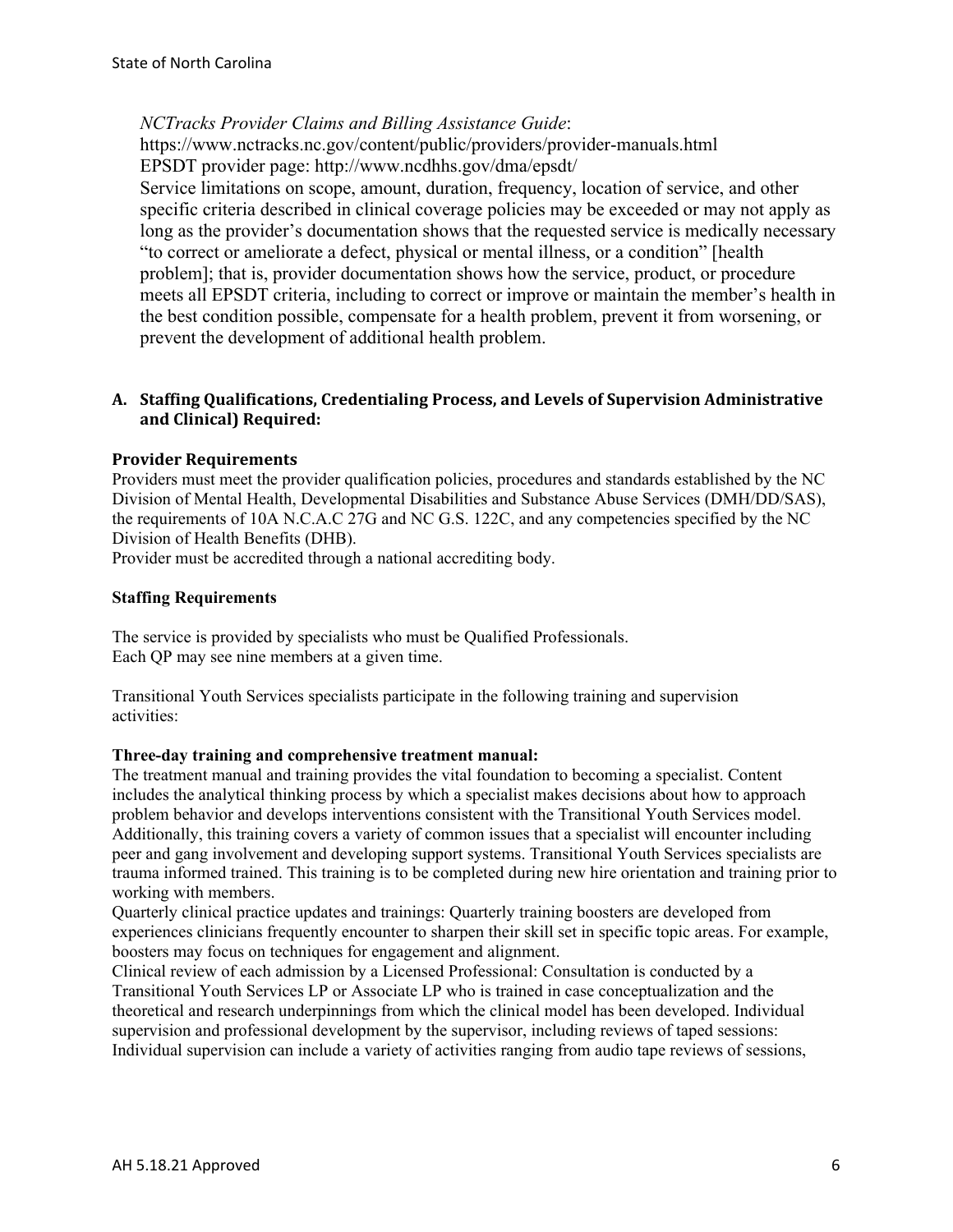*NCTracks Provider Claims and Billing Assistance Guide*:
https://www.nctracks.nc.gov/content/public/providers/provider-manuals.html
EPSDT provider page: http://www.ncdhhs.gov/dma/epsdt/
Service limitations on scope, amount, duration, frequency, location of service, and other specific criteria described in clinical coverage policies may be exceeded or may not apply as long as the provider's documentation shows that the requested service is medically necessary "to correct or ameliorate a defect, physical or mental illness, or a condition" [health problem]; that is, provider documentation shows how the service, product, or procedure meets all EPSDT criteria, including to correct or improve or maintain the member's health in the best condition possible, compensate for a health problem, prevent it from worsening, or prevent the development of additional health problem.

## A. Staffing Qualifications, Credentialing Process, and Levels of Supervision Administrative and Clinical) Required:

### Provider Requirements

Providers must meet the provider qualification policies, procedures and standards established by the NC Division of Mental Health, Developmental Disabilities and Substance Abuse Services (DMH/DD/SAS), the requirements of 10A N.C.A.C 27G and NC G.S. 122C, and any competencies specified by the NC Division of Health Benefits (DHB).
Provider must be accredited through a national accrediting body.

### Staffing Requirements

The service is provided by specialists who must be Qualified Professionals.
Each QP may see nine members at a given time.

Transitional Youth Services specialists participate in the following training and supervision activities:

**Three-day training and comprehensive treatment manual:**
The treatment manual and training provides the vital foundation to becoming a specialist. Content includes the analytical thinking process by which a specialist makes decisions about how to approach problem behavior and develops interventions consistent with the Transitional Youth Services model. Additionally, this training covers a variety of common issues that a specialist will encounter including peer and gang involvement and developing support systems. Transitional Youth Services specialists are trauma informed trained. This training is to be completed during new hire orientation and training prior to working with members.
Quarterly clinical practice updates and trainings: Quarterly training boosters are developed from experiences clinicians frequently encounter to sharpen their skill set in specific topic areas. For example, boosters may focus on techniques for engagement and alignment.
Clinical review of each admission by a Licensed Professional: Consultation is conducted by a Transitional Youth Services LP or Associate LP who is trained in case conceptualization and the theoretical and research underpinnings from which the clinical model has been developed. Individual supervision and professional development by the supervisor, including reviews of taped sessions: Individual supervision can include a variety of activities ranging from audio tape reviews of sessions,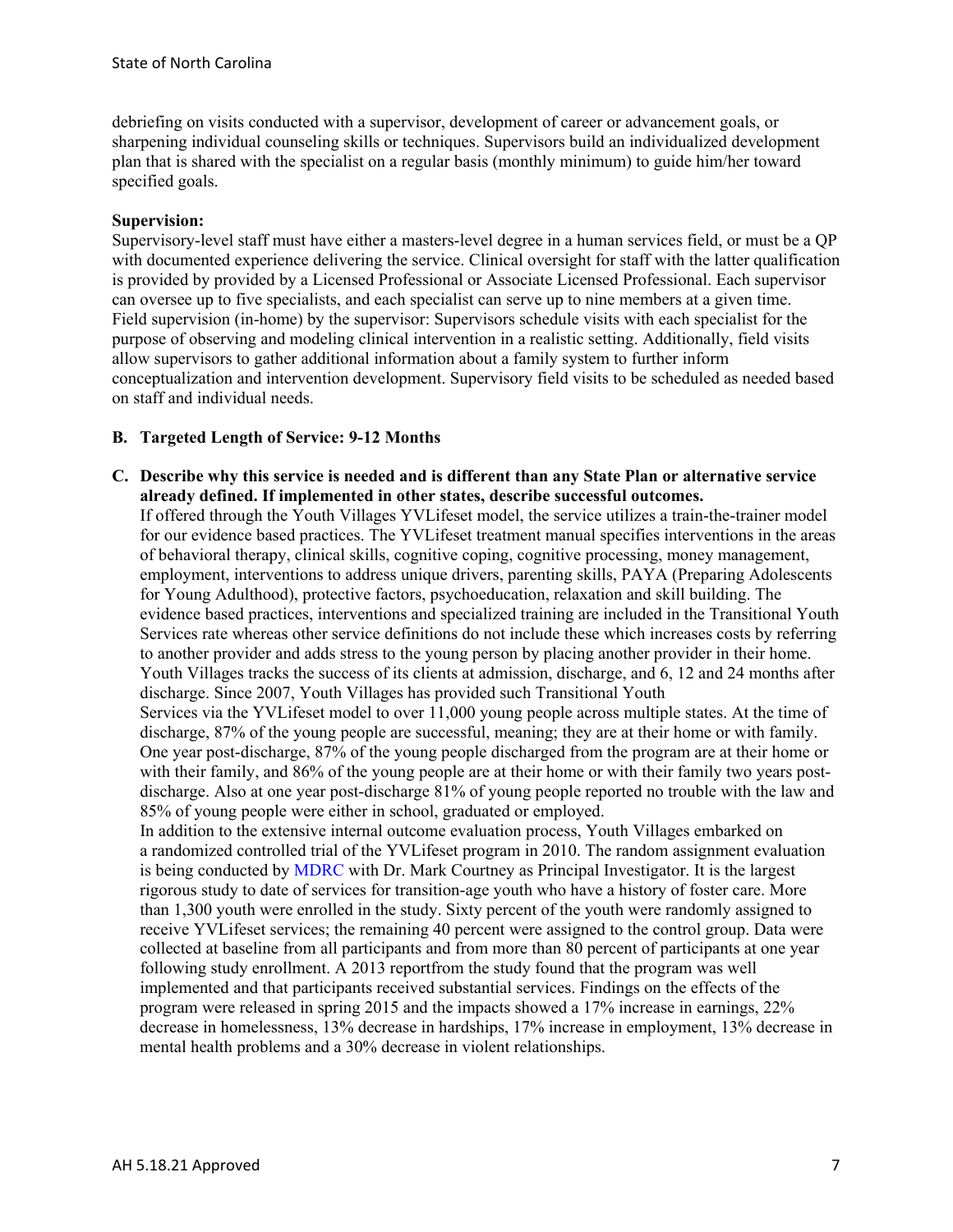debriefing on visits conducted with a supervisor, development of career or advancement goals, or sharpening individual counseling skills or techniques. Supervisors build an individualized development plan that is shared with the specialist on a regular basis (monthly minimum) to guide him/her toward specified goals.

**Supervision:**

Supervisory-level staff must have either a masters-level degree in a human services field, or must be a QP with documented experience delivering the service. Clinical oversight for staff with the latter qualification is provided by provided by a Licensed Professional or Associate Licensed Professional. Each supervisor can oversee up to five specialists, and each specialist can serve up to nine members at a given time. Field supervision (in-home) by the supervisor: Supervisors schedule visits with each specialist for the purpose of observing and modeling clinical intervention in a realistic setting. Additionally, field visits allow supervisors to gather additional information about a family system to further inform conceptualization and intervention development. Supervisory field visits to be scheduled as needed based on staff and individual needs.

**B. Targeted Length of Service: 9-12 Months**

**C. Describe why this service is needed and is different than any State Plan or alternative service already defined. If implemented in other states, describe successful outcomes.**

If offered through the Youth Villages YVLifeset model, the service utilizes a train-the-trainer model for our evidence based practices. The YVLifeset treatment manual specifies interventions in the areas of behavioral therapy, clinical skills, cognitive coping, cognitive processing, money management, employment, interventions to address unique drivers, parenting skills, PAYA (Preparing Adolescents for Young Adulthood), protective factors, psychoeducation, relaxation and skill building. The evidence based practices, interventions and specialized training are included in the Transitional Youth Services rate whereas other service definitions do not include these which increases costs by referring to another provider and adds stress to the young person by placing another provider in their home. Youth Villages tracks the success of its clients at admission, discharge, and 6, 12 and 24 months after discharge. Since 2007, Youth Villages has provided such Transitional Youth Services via the YVLifeset model to over 11,000 young people across multiple states. At the time of discharge, 87% of the young people are successful, meaning; they are at their home or with family. One year post-discharge, 87% of the young people discharged from the program are at their home or with their family, and 86% of the young people are at their home or with their family two years post-discharge. Also at one year post-discharge 81% of young people reported no trouble with the law and 85% of young people were either in school, graduated or employed.

In addition to the extensive internal outcome evaluation process, Youth Villages embarked on a randomized controlled trial of the YVLifeset program in 2010. The random assignment evaluation is being conducted by MDRC with Dr. Mark Courtney as Principal Investigator. It is the largest rigorous study to date of services for transition-age youth who have a history of foster care. More than 1,300 youth were enrolled in the study. Sixty percent of the youth were randomly assigned to receive YVLifeset services; the remaining 40 percent were assigned to the control group. Data were collected at baseline from all participants and from more than 80 percent of participants at one year following study enrollment. A 2013 reportfrom the study found that the program was well implemented and that participants received substantial services. Findings on the effects of the program were released in spring 2015 and the impacts showed a 17% increase in earnings, 22% decrease in homelessness, 13% decrease in hardships, 17% increase in employment, 13% decrease in mental health problems and a 30% decrease in violent relationships.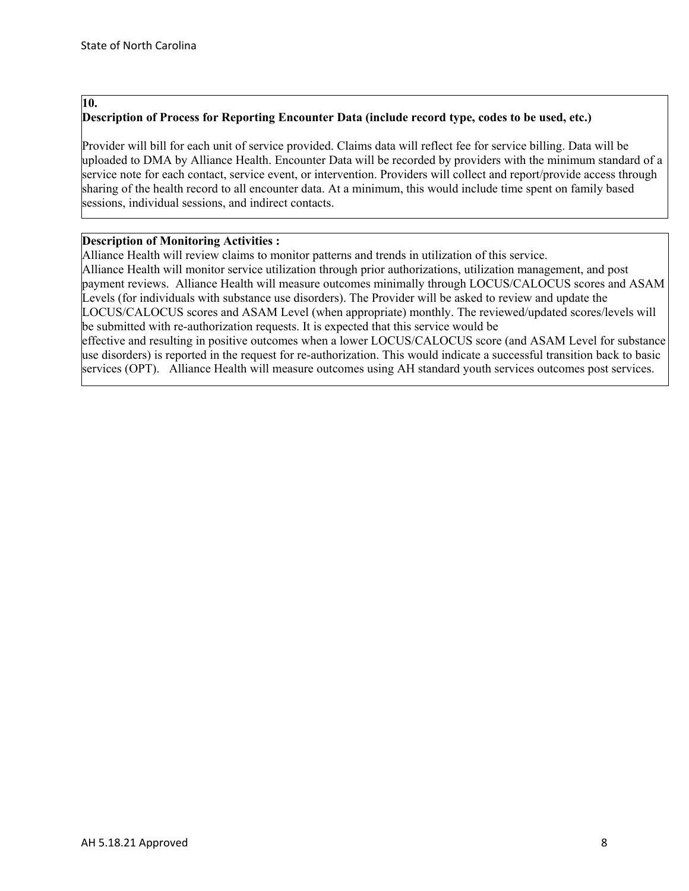**10.**

**Description of Process for Reporting Encounter Data (include record type, codes to be used, etc.)**

Provider will bill for each unit of service provided. Claims data will reflect fee for service billing. Data will be uploaded to DMA by Alliance Health. Encounter Data will be recorded by providers with the minimum standard of a service note for each contact, service event, or intervention. Providers will collect and report/provide access through sharing of the health record to all encounter data. At a minimum, this would include time spent on family based sessions, individual sessions, and indirect contacts.

**Description of Monitoring Activities :**

Alliance Health will review claims to monitor patterns and trends in utilization of this service.
Alliance Health will monitor service utilization through prior authorizations, utilization management, and post payment reviews. Alliance Health will measure outcomes minimally through LOCUS/CALOCUS scores and ASAM Levels (for individuals with substance use disorders). The Provider will be asked to review and update the LOCUS/CALOCUS scores and ASAM Level (when appropriate) monthly. The reviewed/updated scores/levels will be submitted with re-authorization requests. It is expected that this service would be effective and resulting in positive outcomes when a lower LOCUS/CALOCUS score (and ASAM Level for substance use disorders) is reported in the request for re-authorization. This would indicate a successful transition back to basic services (OPT). Alliance Health will measure outcomes using AH standard youth services outcomes post services.